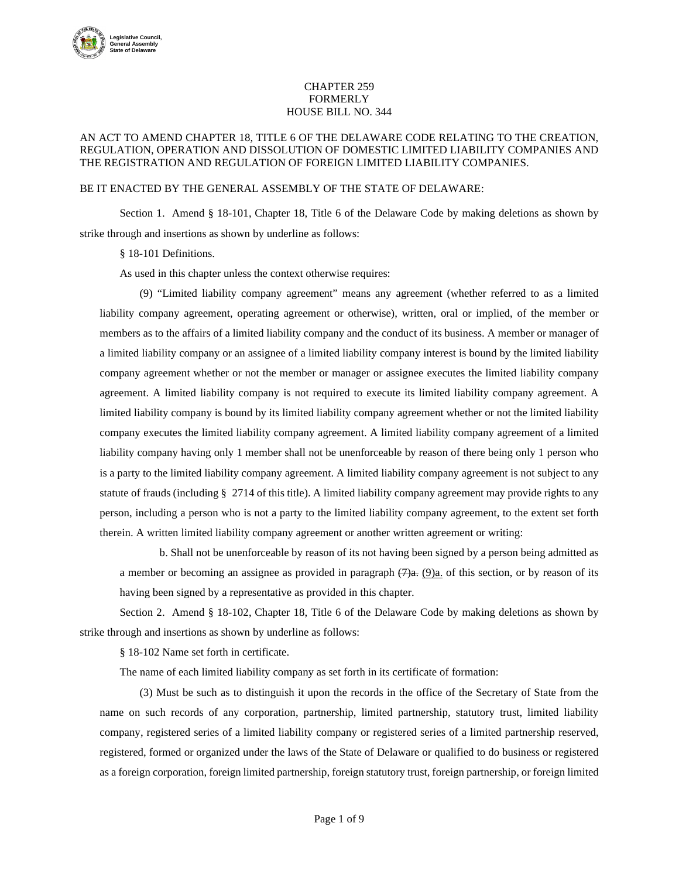Legislative Council, General Assembly State of Delaware

CHAPTER 259
FORMERLY
HOUSE BILL NO. 344

AN ACT TO AMEND CHAPTER 18, TITLE 6 OF THE DELAWARE CODE RELATING TO THE CREATION, REGULATION, OPERATION AND DISSOLUTION OF DOMESTIC LIMITED LIABILITY COMPANIES AND THE REGISTRATION AND REGULATION OF FOREIGN LIMITED LIABILITY COMPANIES.

BE IT ENACTED BY THE GENERAL ASSEMBLY OF THE STATE OF DELAWARE:

Section 1. Amend § 18-101, Chapter 18, Title 6 of the Delaware Code by making deletions as shown by strike through and insertions as shown by underline as follows:

§ 18-101 Definitions.

As used in this chapter unless the context otherwise requires:

(9) "Limited liability company agreement" means any agreement (whether referred to as a limited liability company agreement, operating agreement or otherwise), written, oral or implied, of the member or members as to the affairs of a limited liability company and the conduct of its business. A member or manager of a limited liability company or an assignee of a limited liability company interest is bound by the limited liability company agreement whether or not the member or manager or assignee executes the limited liability company agreement. A limited liability company is not required to execute its limited liability company agreement. A limited liability company is bound by its limited liability company agreement whether or not the limited liability company executes the limited liability company agreement. A limited liability company agreement of a limited liability company having only 1 member shall not be unenforceable by reason of there being only 1 person who is a party to the limited liability company agreement. A limited liability company agreement is not subject to any statute of frauds (including § 2714 of this title). A limited liability company agreement may provide rights to any person, including a person who is not a party to the limited liability company agreement, to the extent set forth therein. A written limited liability company agreement or another written agreement or writing:

b. Shall not be unenforceable by reason of its not having been signed by a person being admitted as a member or becoming an assignee as provided in paragraph ~~(7)a.~~ <u>(9)a.</u> of this section, or by reason of its having been signed by a representative as provided in this chapter.

Section 2. Amend § 18-102, Chapter 18, Title 6 of the Delaware Code by making deletions as shown by strike through and insertions as shown by underline as follows:

§ 18-102 Name set forth in certificate.

The name of each limited liability company as set forth in its certificate of formation:

(3) Must be such as to distinguish it upon the records in the office of the Secretary of State from the name on such records of any corporation, partnership, limited partnership, statutory trust, limited liability company, registered series of a limited liability company or registered series of a limited partnership reserved, registered, formed or organized under the laws of the State of Delaware or qualified to do business or registered as a foreign corporation, foreign limited partnership, foreign statutory trust, foreign partnership, or foreign limited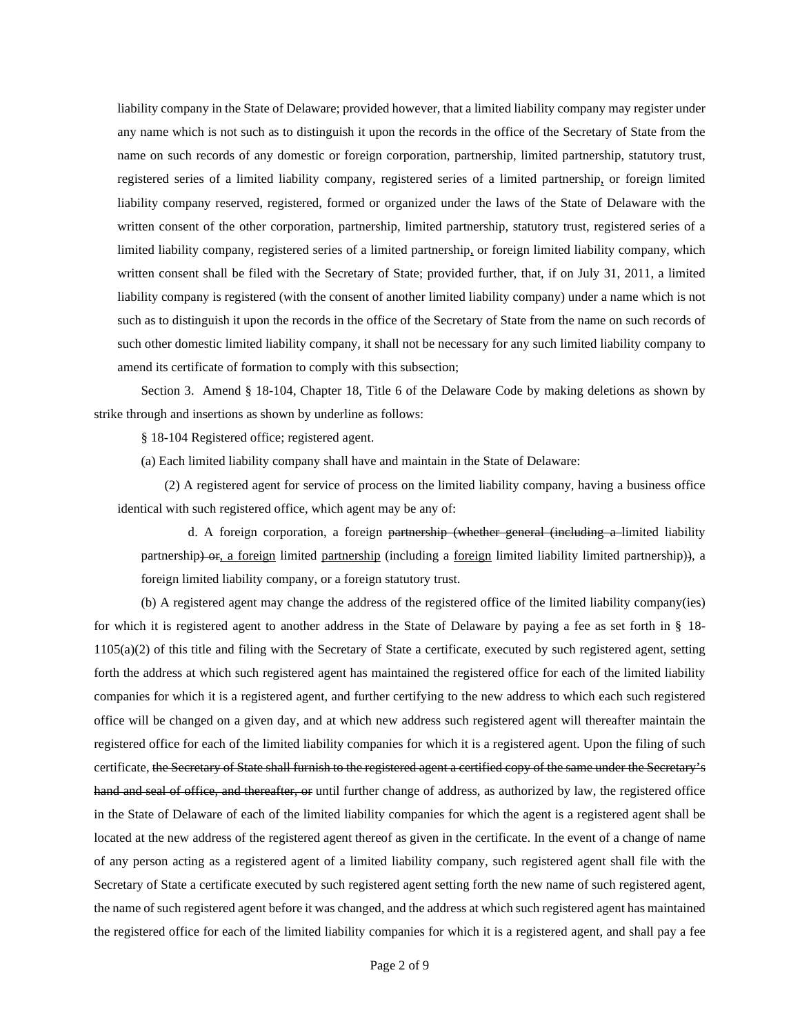liability company in the State of Delaware; provided however, that a limited liability company may register under any name which is not such as to distinguish it upon the records in the office of the Secretary of State from the name on such records of any domestic or foreign corporation, partnership, limited partnership, statutory trust, registered series of a limited liability company, registered series of a limited partnership<u>,</u> or foreign limited liability company reserved, registered, formed or organized under the laws of the State of Delaware with the written consent of the other corporation, partnership, limited partnership, statutory trust, registered series of a limited liability company, registered series of a limited partnership<u>,</u> or foreign limited liability company, which written consent shall be filed with the Secretary of State; provided further, that, if on July 31, 2011, a limited liability company is registered (with the consent of another limited liability company) under a name which is not such as to distinguish it upon the records in the office of the Secretary of State from the name on such records of such other domestic limited liability company, it shall not be necessary for any such limited liability company to amend its certificate of formation to comply with this subsection;

Section 3. Amend § 18-104, Chapter 18, Title 6 of the Delaware Code by making deletions as shown by strike through and insertions as shown by underline as follows:

§ 18-104 Registered office; registered agent.

(a) Each limited liability company shall have and maintain in the State of Delaware:

(2) A registered agent for service of process on the limited liability company, having a business office identical with such registered office, which agent may be any of:

d. A foreign corporation, a foreign ~~partnership (whether general (including a~~ limited liability partnership~~) or~~<u>, a foreign</u> limited <u>partnership</u> (including a <u>foreign</u> limited liability limited partnership)~~)~~, a foreign limited liability company, or a foreign statutory trust.

(b) A registered agent may change the address of the registered office of the limited liability company(ies) for which it is registered agent to another address in the State of Delaware by paying a fee as set forth in § 18-1105(a)(2) of this title and filing with the Secretary of State a certificate, executed by such registered agent, setting forth the address at which such registered agent has maintained the registered office for each of the limited liability companies for which it is a registered agent, and further certifying to the new address to which each such registered office will be changed on a given day, and at which new address such registered agent will thereafter maintain the registered office for each of the limited liability companies for which it is a registered agent. Upon the filing of such certificate, ~~the Secretary of State shall furnish to the registered agent a certified copy of the same under the Secretary's hand and seal of office, and thereafter, or~~ until further change of address, as authorized by law, the registered office in the State of Delaware of each of the limited liability companies for which the agent is a registered agent shall be located at the new address of the registered agent thereof as given in the certificate. In the event of a change of name of any person acting as a registered agent of a limited liability company, such registered agent shall file with the Secretary of State a certificate executed by such registered agent setting forth the new name of such registered agent, the name of such registered agent before it was changed, and the address at which such registered agent has maintained the registered office for each of the limited liability companies for which it is a registered agent, and shall pay a fee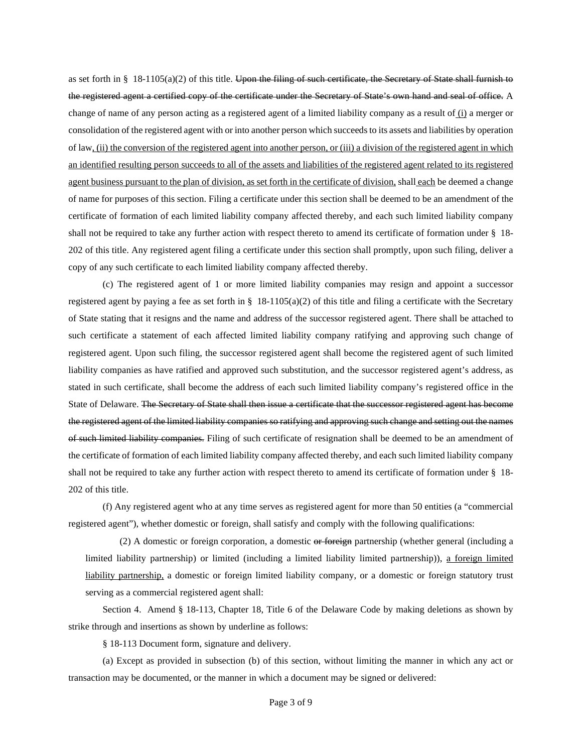as set forth in § 18-1105(a)(2) of this title. ~~Upon the filing of such certificate, the Secretary of State shall furnish to the registered agent a certified copy of the certificate under the Secretary of State's own hand and seal of office.~~ A change of name of any person acting as a registered agent of a limited liability company as a result of <u>(i)</u> a merger or consolidation of the registered agent with or into another person which succeeds to its assets and liabilities by operation of law<u>, (ii) the conversion of the registered agent into another person, or (iii) a division of the registered agent in which an identified resulting person succeeds to all of the assets and liabilities of the registered agent related to its registered agent business pursuant to the plan of division, as set forth in the certificate of division,</u> shall <u>each</u> be deemed a change of name for purposes of this section. Filing a certificate under this section shall be deemed to be an amendment of the certificate of formation of each limited liability company affected thereby, and each such limited liability company shall not be required to take any further action with respect thereto to amend its certificate of formation under § 18-202 of this title. Any registered agent filing a certificate under this section shall promptly, upon such filing, deliver a copy of any such certificate to each limited liability company affected thereby.

(c) The registered agent of 1 or more limited liability companies may resign and appoint a successor registered agent by paying a fee as set forth in § 18-1105(a)(2) of this title and filing a certificate with the Secretary of State stating that it resigns and the name and address of the successor registered agent. There shall be attached to such certificate a statement of each affected limited liability company ratifying and approving such change of registered agent. Upon such filing, the successor registered agent shall become the registered agent of such limited liability companies as have ratified and approved such substitution, and the successor registered agent's address, as stated in such certificate, shall become the address of each such limited liability company's registered office in the State of Delaware. ~~The Secretary of State shall then issue a certificate that the successor registered agent has become the registered agent of the limited liability companies so ratifying and approving such change and setting out the names of such limited liability companies.~~ Filing of such certificate of resignation shall be deemed to be an amendment of the certificate of formation of each limited liability company affected thereby, and each such limited liability company shall not be required to take any further action with respect thereto to amend its certificate of formation under § 18-202 of this title.

(f) Any registered agent who at any time serves as registered agent for more than 50 entities (a "commercial registered agent"), whether domestic or foreign, shall satisfy and comply with the following qualifications:

(2) A domestic or foreign corporation, a domestic ~~or foreign~~ partnership (whether general (including a limited liability partnership) or limited (including a limited liability limited partnership)), <u>a foreign limited liability partnership,</u> a domestic or foreign limited liability company, or a domestic or foreign statutory trust serving as a commercial registered agent shall:

Section 4. Amend § 18-113, Chapter 18, Title 6 of the Delaware Code by making deletions as shown by strike through and insertions as shown by underline as follows:

§ 18-113 Document form, signature and delivery.

(a) Except as provided in subsection (b) of this section, without limiting the manner in which any act or transaction may be documented, or the manner in which a document may be signed or delivered: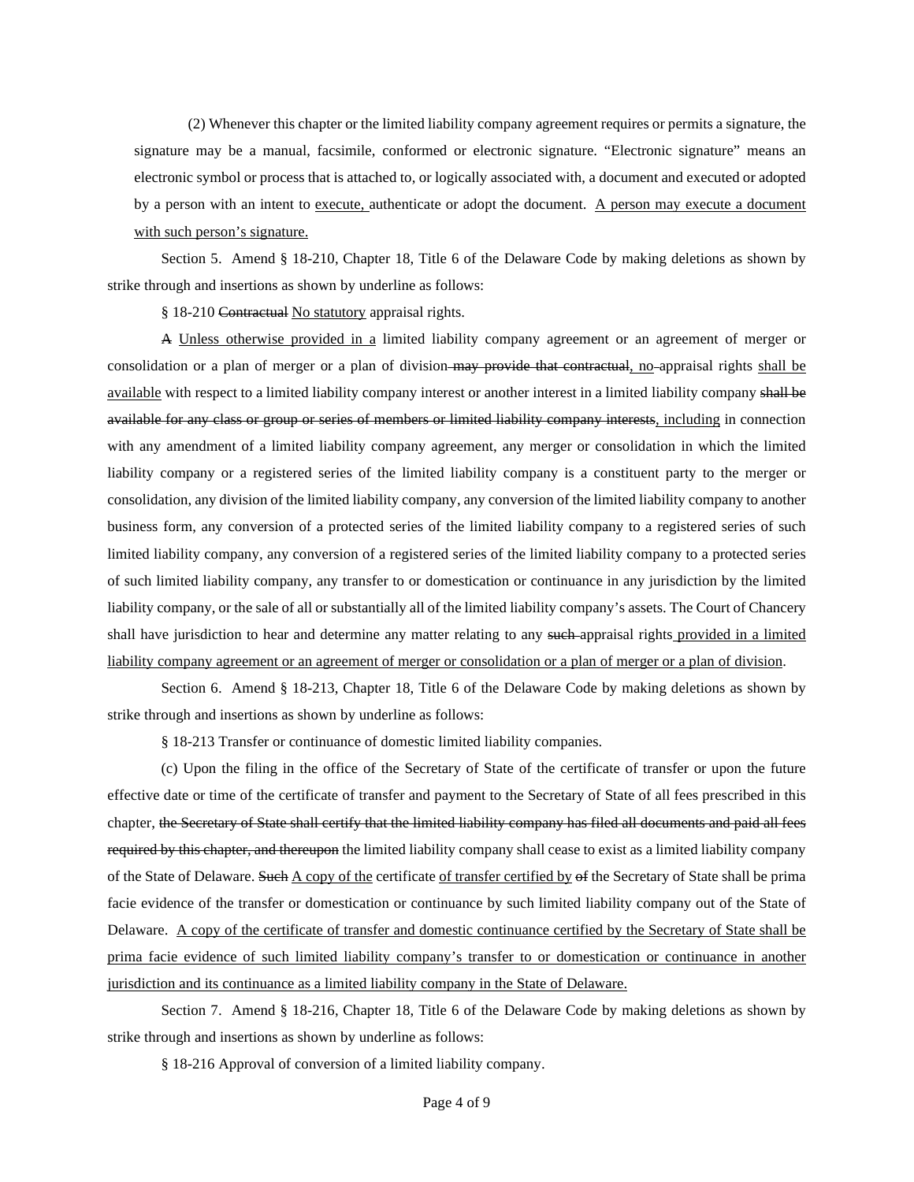(2) Whenever this chapter or the limited liability company agreement requires or permits a signature, the signature may be a manual, facsimile, conformed or electronic signature. "Electronic signature" means an electronic symbol or process that is attached to, or logically associated with, a document and executed or adopted by a person with an intent to <u>execute,</u> authenticate or adopt the document. <u>A person may execute a document with such person's signature.</u>

Section 5. Amend § 18-210, Chapter 18, Title 6 of the Delaware Code by making deletions as shown by strike through and insertions as shown by underline as follows:

§ 18-210 ~~Contractual~~ <u>No statutory</u> appraisal rights.

~~A~~ <u>Unless otherwise provided in a</u> limited liability company agreement or an agreement of merger or consolidation or a plan of merger or a plan of division~~ may provide that contractual~~<u>, no</u> appraisal rights <u>shall be available</u> with respect to a limited liability company interest or another interest in a limited liability company ~~shall be available for any class or group or series of members or limited liability company interests~~<u>, including</u> in connection with any amendment of a limited liability company agreement, any merger or consolidation in which the limited liability company or a registered series of the limited liability company is a constituent party to the merger or consolidation, any division of the limited liability company, any conversion of the limited liability company to another business form, any conversion of a protected series of the limited liability company to a registered series of such limited liability company, any conversion of a registered series of the limited liability company to a protected series of such limited liability company, any transfer to or domestication or continuance in any jurisdiction by the limited liability company, or the sale of all or substantially all of the limited liability company's assets. The Court of Chancery shall have jurisdiction to hear and determine any matter relating to any ~~such~~ appraisal rights<u> provided in a limited liability company agreement or an agreement of merger or consolidation or a plan of merger or a plan of division</u>.

Section 6. Amend § 18-213, Chapter 18, Title 6 of the Delaware Code by making deletions as shown by strike through and insertions as shown by underline as follows:

§ 18-213 Transfer or continuance of domestic limited liability companies.

(c) Upon the filing in the office of the Secretary of State of the certificate of transfer or upon the future effective date or time of the certificate of transfer and payment to the Secretary of State of all fees prescribed in this chapter, ~~the Secretary of State shall certify that the limited liability company has filed all documents and paid all fees required by this chapter, and thereupon~~ the limited liability company shall cease to exist as a limited liability company of the State of Delaware. ~~Such~~ <u>A copy of the</u> certificate <u>of transfer certified by</u> ~~of~~ the Secretary of State shall be prima facie evidence of the transfer or domestication or continuance by such limited liability company out of the State of Delaware. <u>A copy of the certificate of transfer and domestic continuance certified by the Secretary of State shall be prima facie evidence of such limited liability company's transfer to or domestication or continuance in another jurisdiction and its continuance as a limited liability company in the State of Delaware.</u>

Section 7. Amend § 18-216, Chapter 18, Title 6 of the Delaware Code by making deletions as shown by strike through and insertions as shown by underline as follows:

§ 18-216 Approval of conversion of a limited liability company.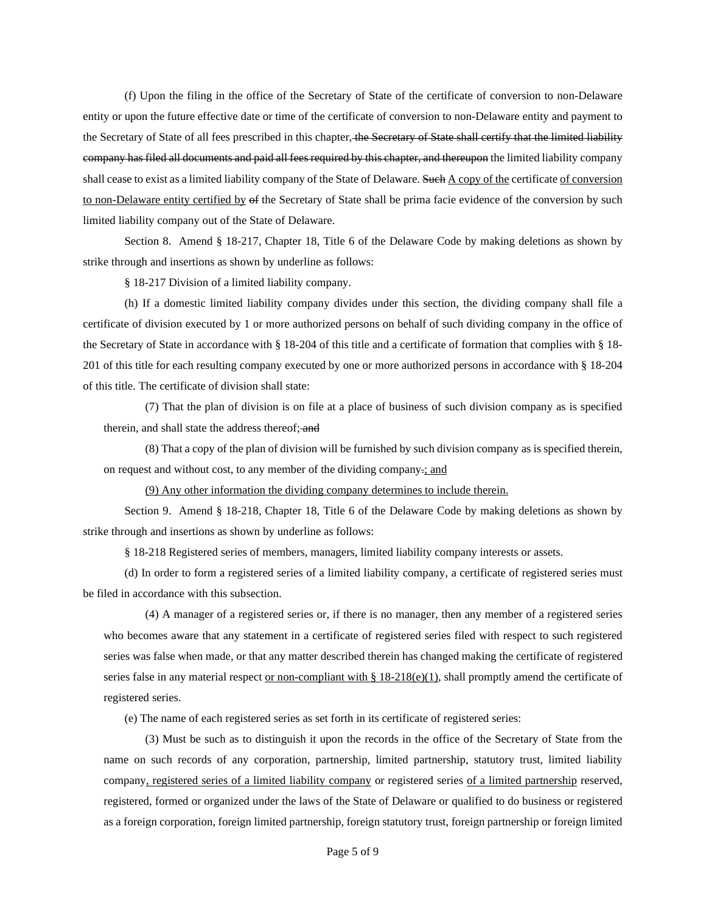(f) Upon the filing in the office of the Secretary of State of the certificate of conversion to non-Delaware entity or upon the future effective date or time of the certificate of conversion to non-Delaware entity and payment to the Secretary of State of all fees prescribed in this chapter~~, the Secretary of State shall certify that the limited liability company has filed all documents and paid all fees required by this chapter, and thereupon~~ the limited liability company shall cease to exist as a limited liability company of the State of Delaware. ~~Such~~ <u>A copy of the</u> certificate <u>of conversion to non-Delaware entity certified by</u> ~~of~~ the Secretary of State shall be prima facie evidence of the conversion by such limited liability company out of the State of Delaware.

Section 8. Amend § 18-217, Chapter 18, Title 6 of the Delaware Code by making deletions as shown by strike through and insertions as shown by underline as follows:

§ 18-217 Division of a limited liability company.

(h) If a domestic limited liability company divides under this section, the dividing company shall file a certificate of division executed by 1 or more authorized persons on behalf of such dividing company in the office of the Secretary of State in accordance with § 18-204 of this title and a certificate of formation that complies with § 18-201 of this title for each resulting company executed by one or more authorized persons in accordance with § 18-204 of this title. The certificate of division shall state:

(7) That the plan of division is on file at a place of business of such division company as is specified therein, and shall state the address thereof;~~ and~~

(8) That a copy of the plan of division will be furnished by such division company as is specified therein, on request and without cost, to any member of the dividing company~~.~~<u>; and</u>

<u>(9) Any other information the dividing company determines to include therein.</u>

Section 9. Amend § 18-218, Chapter 18, Title 6 of the Delaware Code by making deletions as shown by strike through and insertions as shown by underline as follows:

§ 18-218 Registered series of members, managers, limited liability company interests or assets.

(d) In order to form a registered series of a limited liability company, a certificate of registered series must be filed in accordance with this subsection.

(4) A manager of a registered series or, if there is no manager, then any member of a registered series who becomes aware that any statement in a certificate of registered series filed with respect to such registered series was false when made, or that any matter described therein has changed making the certificate of registered series false in any material respect <u>or non-compliant with § 18-218(e)(1)</u>, shall promptly amend the certificate of registered series.

(e) The name of each registered series as set forth in its certificate of registered series:

(3) Must be such as to distinguish it upon the records in the office of the Secretary of State from the name on such records of any corporation, partnership, limited partnership, statutory trust, limited liability company<u>, registered series of a limited liability company</u> or registered series <u>of a limited partnership</u> reserved, registered, formed or organized under the laws of the State of Delaware or qualified to do business or registered as a foreign corporation, foreign limited partnership, foreign statutory trust, foreign partnership or foreign limited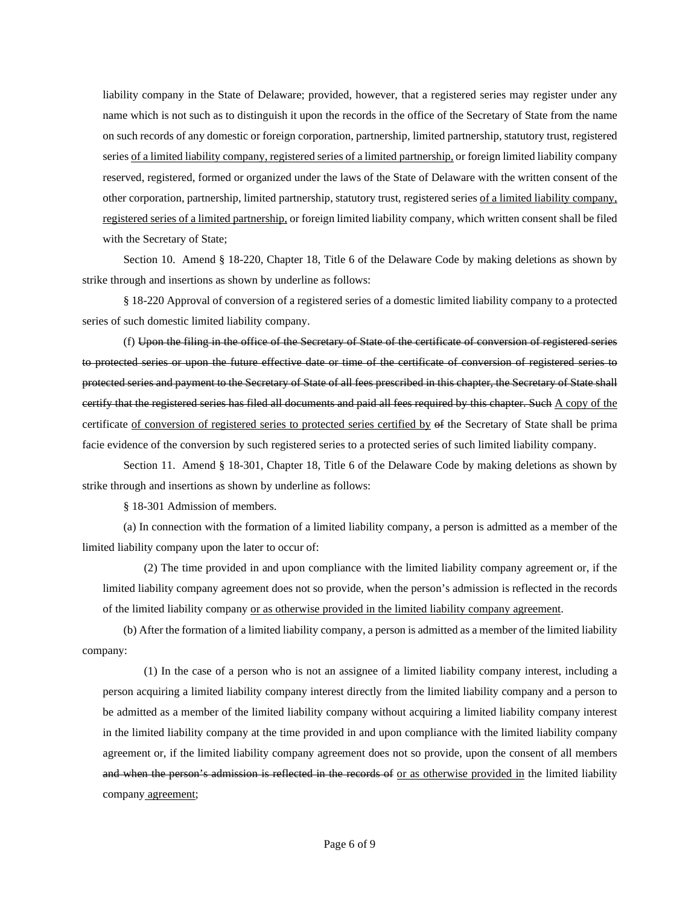liability company in the State of Delaware; provided, however, that a registered series may register under any name which is not such as to distinguish it upon the records in the office of the Secretary of State from the name on such records of any domestic or foreign corporation, partnership, limited partnership, statutory trust, registered series <u>of a limited liability company, registered series of a limited partnership,</u> or foreign limited liability company reserved, registered, formed or organized under the laws of the State of Delaware with the written consent of the other corporation, partnership, limited partnership, statutory trust, registered series <u>of a limited liability company, registered series of a limited partnership,</u> or foreign limited liability company, which written consent shall be filed with the Secretary of State;

Section 10. Amend § 18-220, Chapter 18, Title 6 of the Delaware Code by making deletions as shown by strike through and insertions as shown by underline as follows:

§ 18-220 Approval of conversion of a registered series of a domestic limited liability company to a protected series of such domestic limited liability company.

(f) ~~Upon the filing in the office of the Secretary of State of the certificate of conversion of registered series to protected series or upon the future effective date or time of the certificate of conversion of registered series to protected series and payment to the Secretary of State of all fees prescribed in this chapter, the Secretary of State shall certify that the registered series has filed all documents and paid all fees required by this chapter. Such~~ <u>A copy of the</u> certificate <u>of conversion of registered series to protected series certified by</u> ~~of~~ the Secretary of State shall be prima facie evidence of the conversion by such registered series to a protected series of such limited liability company.

Section 11. Amend § 18-301, Chapter 18, Title 6 of the Delaware Code by making deletions as shown by strike through and insertions as shown by underline as follows:

§ 18-301 Admission of members.

(a) In connection with the formation of a limited liability company, a person is admitted as a member of the limited liability company upon the later to occur of:

(2) The time provided in and upon compliance with the limited liability company agreement or, if the limited liability company agreement does not so provide, when the person's admission is reflected in the records of the limited liability company <u>or as otherwise provided in the limited liability company agreement</u>.

(b) After the formation of a limited liability company, a person is admitted as a member of the limited liability company:

(1) In the case of a person who is not an assignee of a limited liability company interest, including a person acquiring a limited liability company interest directly from the limited liability company and a person to be admitted as a member of the limited liability company without acquiring a limited liability company interest in the limited liability company at the time provided in and upon compliance with the limited liability company agreement or, if the limited liability company agreement does not so provide, upon the consent of all members ~~and when the person's admission is reflected in the records of~~ <u>or as otherwise provided in</u> the limited liability company <u>agreement</u>;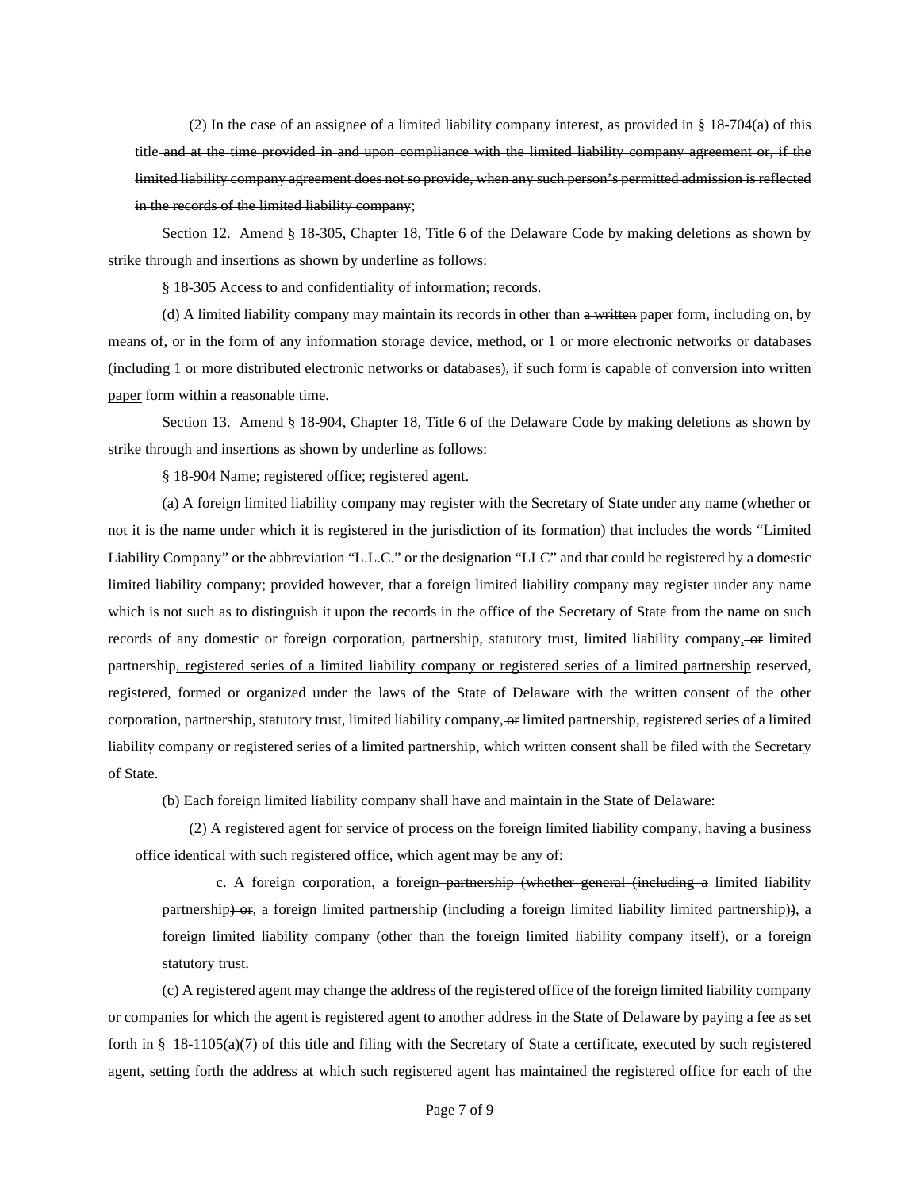(2) In the case of an assignee of a limited liability company interest, as provided in § 18-704(a) of this title ~~and at the time provided in and upon compliance with the limited liability company agreement or, if the limited liability company agreement does not so provide, when any such person's permitted admission is reflected in the records of the limited liability company~~;

Section 12. Amend § 18-305, Chapter 18, Title 6 of the Delaware Code by making deletions as shown by strike through and insertions as shown by underline as follows:

§ 18-305 Access to and confidentiality of information; records.

(d) A limited liability company may maintain its records in other than ~~a written~~ <u>paper</u> form, including on, by means of, or in the form of any information storage device, method, or 1 or more electronic networks or databases (including 1 or more distributed electronic networks or databases), if such form is capable of conversion into ~~written~~ <u>paper</u> form within a reasonable time.

Section 13. Amend § 18-904, Chapter 18, Title 6 of the Delaware Code by making deletions as shown by strike through and insertions as shown by underline as follows:

§ 18-904 Name; registered office; registered agent.

(a) A foreign limited liability company may register with the Secretary of State under any name (whether or not it is the name under which it is registered in the jurisdiction of its formation) that includes the words "Limited Liability Company" or the abbreviation "L.L.C." or the designation "LLC" and that could be registered by a domestic limited liability company; provided however, that a foreign limited liability company may register under any name which is not such as to distinguish it upon the records in the office of the Secretary of State from the name on such records of any domestic or foreign corporation, partnership, statutory trust, limited liability company<u>,</u> ~~or~~ limited partnership<u>, registered series of a limited liability company or registered series of a limited partnership</u> reserved, registered, formed or organized under the laws of the State of Delaware with the written consent of the other corporation, partnership, statutory trust, limited liability company<u>,</u> ~~or~~ limited partnership<u>, registered series of a limited liability company or registered series of a limited partnership</u>, which written consent shall be filed with the Secretary of State.

(b) Each foreign limited liability company shall have and maintain in the State of Delaware:

(2) A registered agent for service of process on the foreign limited liability company, having a business office identical with such registered office, which agent may be any of:

c. A foreign corporation, a foreign ~~partnership (whether general (including a~~ limited liability partnership~~) or~~<u>, a foreign</u> limited <u>partnership</u> (including a <u>foreign</u> limited liability limited partnership)~~)~~, a foreign limited liability company (other than the foreign limited liability company itself), or a foreign statutory trust.

(c) A registered agent may change the address of the registered office of the foreign limited liability company or companies for which the agent is registered agent to another address in the State of Delaware by paying a fee as set forth in § 18-1105(a)(7) of this title and filing with the Secretary of State a certificate, executed by such registered agent, setting forth the address at which such registered agent has maintained the registered office for each of the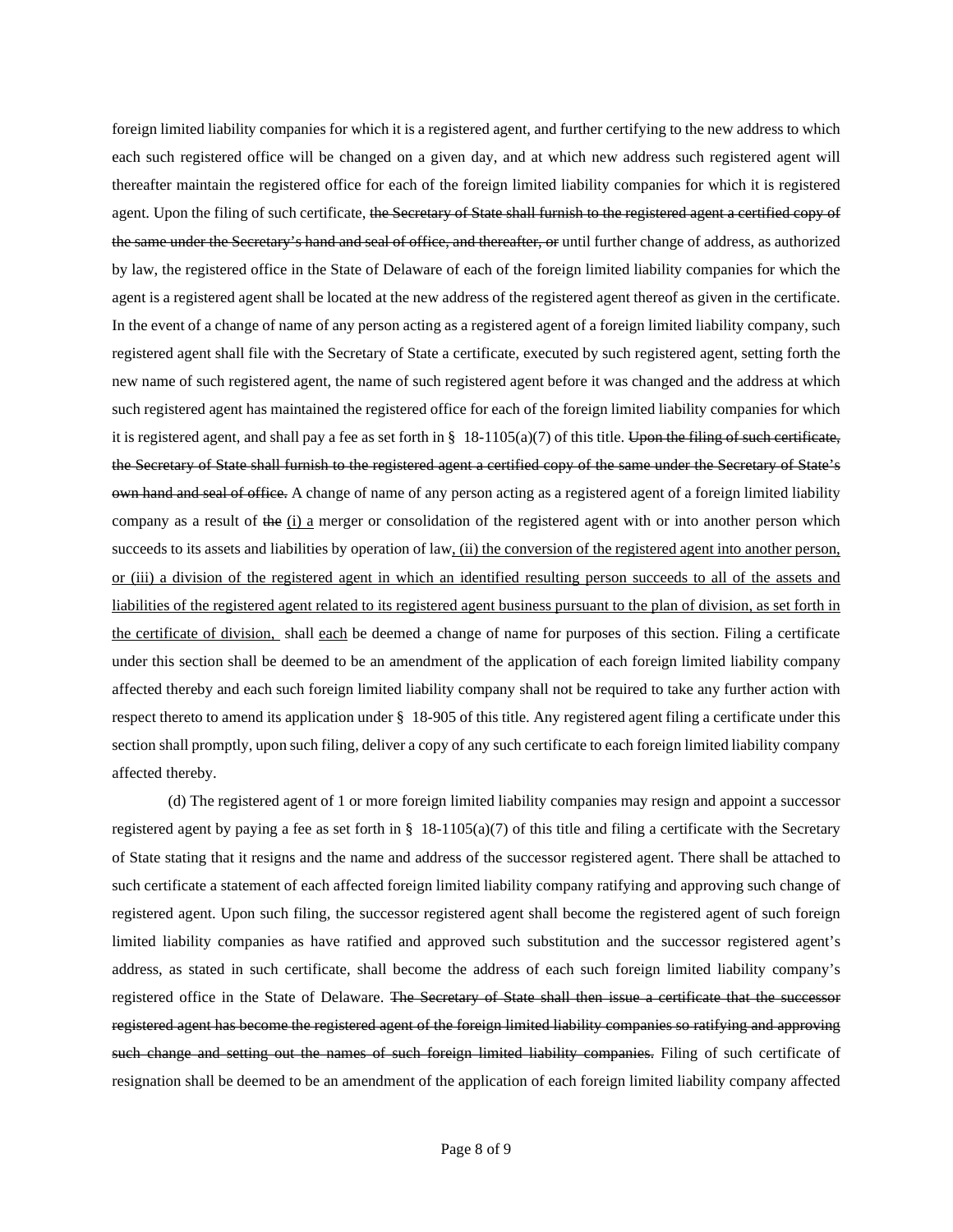foreign limited liability companies for which it is a registered agent, and further certifying to the new address to which each such registered office will be changed on a given day, and at which new address such registered agent will thereafter maintain the registered office for each of the foreign limited liability companies for which it is registered agent. Upon the filing of such certificate, ~~the Secretary of State shall furnish to the registered agent a certified copy of the same under the Secretary's hand and seal of office, and thereafter, or~~ until further change of address, as authorized by law, the registered office in the State of Delaware of each of the foreign limited liability companies for which the agent is a registered agent shall be located at the new address of the registered agent thereof as given in the certificate. In the event of a change of name of any person acting as a registered agent of a foreign limited liability company, such registered agent shall file with the Secretary of State a certificate, executed by such registered agent, setting forth the new name of such registered agent, the name of such registered agent before it was changed and the address at which such registered agent has maintained the registered office for each of the foreign limited liability companies for which it is registered agent, and shall pay a fee as set forth in § 18-1105(a)(7) of this title. ~~Upon the filing of such certificate, the Secretary of State shall furnish to the registered agent a certified copy of the same under the Secretary of State's own hand and seal of office.~~ A change of name of any person acting as a registered agent of a foreign limited liability company as a result of ~~the~~ <u>(i) a</u> merger or consolidation of the registered agent with or into another person which succeeds to its assets and liabilities by operation of law<u>, (ii) the conversion of the registered agent into another person, or (iii) a division of the registered agent in which an identified resulting person succeeds to all of the assets and liabilities of the registered agent related to its registered agent business pursuant to the plan of division, as set forth in the certificate of division,</u> shall <u>each</u> be deemed a change of name for purposes of this section. Filing a certificate under this section shall be deemed to be an amendment of the application of each foreign limited liability company affected thereby and each such foreign limited liability company shall not be required to take any further action with respect thereto to amend its application under § 18-905 of this title. Any registered agent filing a certificate under this section shall promptly, upon such filing, deliver a copy of any such certificate to each foreign limited liability company affected thereby.

(d) The registered agent of 1 or more foreign limited liability companies may resign and appoint a successor registered agent by paying a fee as set forth in § 18-1105(a)(7) of this title and filing a certificate with the Secretary of State stating that it resigns and the name and address of the successor registered agent. There shall be attached to such certificate a statement of each affected foreign limited liability company ratifying and approving such change of registered agent. Upon such filing, the successor registered agent shall become the registered agent of such foreign limited liability companies as have ratified and approved such substitution and the successor registered agent's address, as stated in such certificate, shall become the address of each such foreign limited liability company's registered office in the State of Delaware. ~~The Secretary of State shall then issue a certificate that the successor registered agent has become the registered agent of the foreign limited liability companies so ratifying and approving such change and setting out the names of such foreign limited liability companies.~~ Filing of such certificate of resignation shall be deemed to be an amendment of the application of each foreign limited liability company affected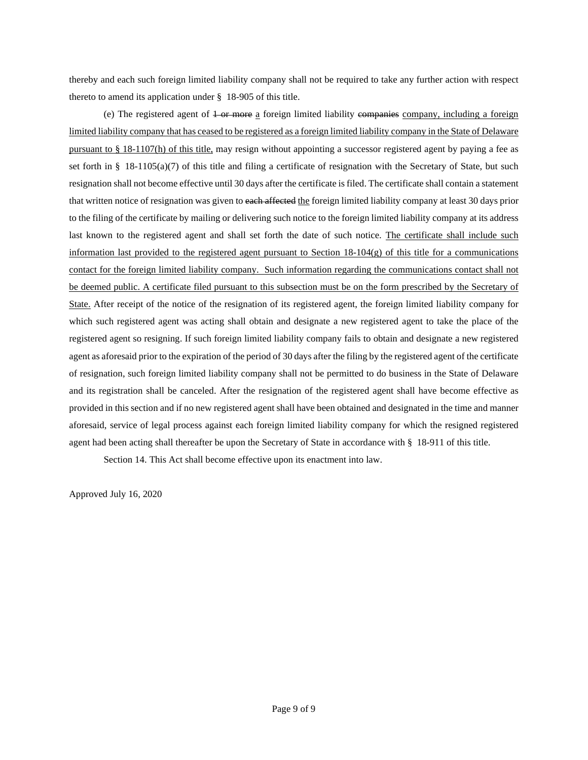thereby and each such foreign limited liability company shall not be required to take any further action with respect thereto to amend its application under § 18-905 of this title.

(e) The registered agent of ~~1 or more~~ a foreign limited liability ~~companies~~ company, including a foreign limited liability company that has ceased to be registered as a foreign limited liability company in the State of Delaware pursuant to § 18-1107(h) of this title, may resign without appointing a successor registered agent by paying a fee as set forth in § 18-1105(a)(7) of this title and filing a certificate of resignation with the Secretary of State, but such resignation shall not become effective until 30 days after the certificate is filed. The certificate shall contain a statement that written notice of resignation was given to ~~each affected~~ the foreign limited liability company at least 30 days prior to the filing of the certificate by mailing or delivering such notice to the foreign limited liability company at its address last known to the registered agent and shall set forth the date of such notice. The certificate shall include such information last provided to the registered agent pursuant to Section 18-104(g) of this title for a communications contact for the foreign limited liability company. Such information regarding the communications contact shall not be deemed public. A certificate filed pursuant to this subsection must be on the form prescribed by the Secretary of State. After receipt of the notice of the resignation of its registered agent, the foreign limited liability company for which such registered agent was acting shall obtain and designate a new registered agent to take the place of the registered agent so resigning. If such foreign limited liability company fails to obtain and designate a new registered agent as aforesaid prior to the expiration of the period of 30 days after the filing by the registered agent of the certificate of resignation, such foreign limited liability company shall not be permitted to do business in the State of Delaware and its registration shall be canceled. After the resignation of the registered agent shall have become effective as provided in this section and if no new registered agent shall have been obtained and designated in the time and manner aforesaid, service of legal process against each foreign limited liability company for which the resigned registered agent had been acting shall thereafter be upon the Secretary of State in accordance with § 18-911 of this title.

Section 14. This Act shall become effective upon its enactment into law.

Approved July 16, 2020